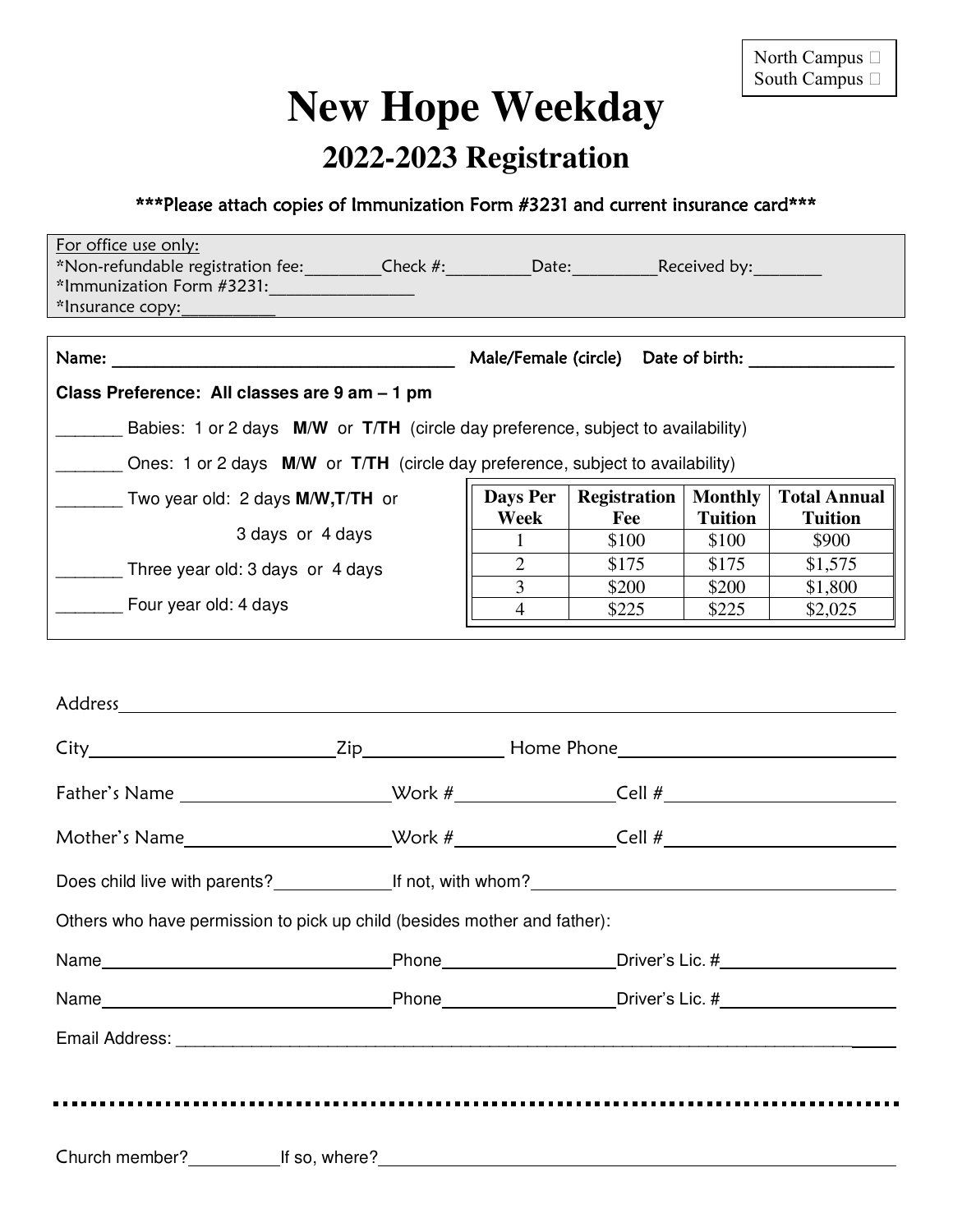North Campus ☐
South Campus ☐

# New Hope Weekday

## 2022-2023 Registration

***Please attach copies of Immunization Form #3231 and current insurance card***

For office use only:
*Non-refundable registration fee:________Check #:_________Date:_________Received by:_______
*Immunization Form #3231:________________
*Insurance copy:___________

Name: ______________________________________ Male/Female (circle) Date of birth: ________________

**Class Preference: All classes are 9 am – 1 pm**

_______ Babies: 1 or 2 days **M/W** or **T/TH** (circle day preference, subject to availability)

_______ Ones: 1 or 2 days **M/W** or **T/TH** (circle day preference, subject to availability)

_______ Two year old: 2 days **M/W,T/TH** or 3 days or 4 days

_______ Three year old: 3 days or 4 days

_______ Four year old: 4 days

| Days Per Week | Registration Fee | Monthly Tuition | Total Annual Tuition |
|---|---|---|---|
| 1 | $100 | $100 | $900 |
| 2 | $175 | $175 | $1,575 |
| 3 | $200 | $200 | $1,800 |
| 4 | $225 | $225 | $2,025 |

Address________________________________________________________________

City__________________________Zip______________ Home Phone__________________________

Father's Name ______________________Work #________________Cell #________________________

Mother's Name______________________Work #________________Cell #________________________

Does child live with parents?____________If not, with whom?__________________________________

Others who have permission to pick up child (besides mother and father):

Name_______________________________Phone__________________Driver's Lic. #__________________

Name_______________________________Phone__________________Driver's Lic. #__________________

Email Address: ______________________________________________________________________________

Church member?_________If so, where?_______________________________________________________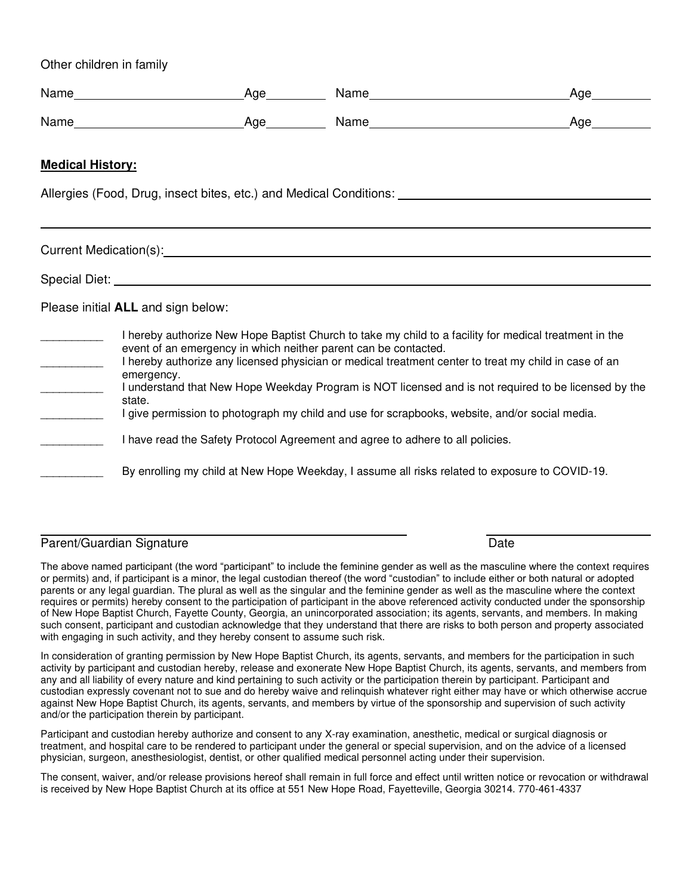Other children in family

Name________________________ Age_________ Name____________________________ Age_________

Name________________________ Age_________ Name____________________________ Age_________

**Medical History:**

Allergies (Food, Drug, insect bites, etc.) and Medical Conditions: ________________________________________

______________________________________________________________________________

Current Medication(s): ______________________________________________________________

Special Diet: ___________________________________________________________________

Please initial **ALL** and sign below:

__________ I hereby authorize New Hope Baptist Church to take my child to a facility for medical treatment in the event of an emergency in which neither parent can be contacted.

__________ I hereby authorize any licensed physician or medical treatment center to treat my child in case of an emergency.

__________ I understand that New Hope Weekday Program is NOT licensed and is not required to be licensed by the state.

__________ I give permission to photograph my child and use for scrapbooks, website, and/or social media.

__________ I have read the Safety Protocol Agreement and agree to adhere to all policies.

__________ By enrolling my child at New Hope Weekday, I assume all risks related to exposure to COVID-19.

_____________________________________________ _____________________

Parent/Guardian Signature Date

The above named participant (the word "participant" to include the feminine gender as well as the masculine where the context requires or permits) and, if participant is a minor, the legal custodian thereof (the word "custodian" to include either or both natural or adopted parents or any legal guardian. The plural as well as the singular and the feminine gender as well as the masculine where the context requires or permits) hereby consent to the participation of participant in the above referenced activity conducted under the sponsorship of New Hope Baptist Church, Fayette County, Georgia, an unincorporated association; its agents, servants, and members. In making such consent, participant and custodian acknowledge that they understand that there are risks to both person and property associated with engaging in such activity, and they hereby consent to assume such risk.

In consideration of granting permission by New Hope Baptist Church, its agents, servants, and members for the participation in such activity by participant and custodian hereby, release and exonerate New Hope Baptist Church, its agents, servants, and members from any and all liability of every nature and kind pertaining to such activity or the participation therein by participant. Participant and custodian expressly covenant not to sue and do hereby waive and relinquish whatever right either may have or which otherwise accrue against New Hope Baptist Church, its agents, servants, and members by virtue of the sponsorship and supervision of such activity and/or the participation therein by participant.

Participant and custodian hereby authorize and consent to any X-ray examination, anesthetic, medical or surgical diagnosis or treatment, and hospital care to be rendered to participant under the general or special supervision, and on the advice of a licensed physician, surgeon, anesthesiologist, dentist, or other qualified medical personnel acting under their supervision.

The consent, waiver, and/or release provisions hereof shall remain in full force and effect until written notice or revocation or withdrawal is received by New Hope Baptist Church at its office at 551 New Hope Road, Fayetteville, Georgia 30214. 770-461-4337